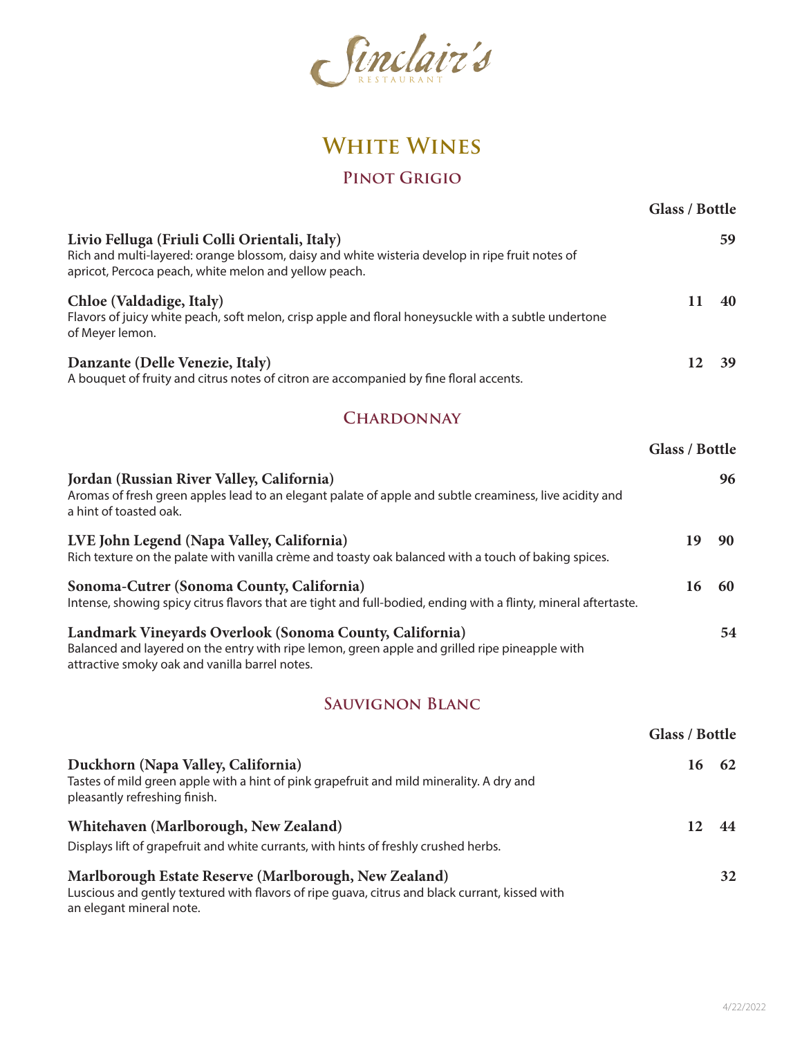# Sinclair's Restaurant

## White Wines

### Pinot Grigio

| | Glass | Bottle |
|---|---|---|
| **Livio Felluga (Friuli Colli Orientali, Italy)**<br>Rich and multi-layered: orange blossom, daisy and white wisteria develop in ripe fruit notes of apricot, Percoca peach, white melon and yellow peach. | | 59 |
| **Chloe (Valdadige, Italy)**<br>Flavors of juicy white peach, soft melon, crisp apple and floral honeysuckle with a subtle undertone of Meyer lemon. | 11 | 40 |
| **Danzante (Delle Venezie, Italy)**<br>A bouquet of fruity and citrus notes of citron are accompanied by fine floral accents. | 12 | 39 |

### Chardonnay

| | Glass | Bottle |
|---|---|---|
| **Jordan (Russian River Valley, California)**<br>Aromas of fresh green apples lead to an elegant palate of apple and subtle creaminess, live acidity and a hint of toasted oak. | | 96 |
| **LVE John Legend (Napa Valley, California)**<br>Rich texture on the palate with vanilla crème and toasty oak balanced with a touch of baking spices. | 19 | 90 |
| **Sonoma-Cutrer (Sonoma County, California)**<br>Intense, showing spicy citrus flavors that are tight and full-bodied, ending with a flinty, mineral aftertaste. | 16 | 60 |
| **Landmark Vineyards Overlook (Sonoma County, California)**<br>Balanced and layered on the entry with ripe lemon, green apple and grilled ripe pineapple with attractive smoky oak and vanilla barrel notes. | | 54 |

### Sauvignon Blanc

| | Glass | Bottle |
|---|---|---|
| **Duckhorn (Napa Valley, California)**<br>Tastes of mild green apple with a hint of pink grapefruit and mild minerality. A dry and pleasantly refreshing finish. | 16 | 62 |
| **Whitehaven (Marlborough, New Zealand)**<br>Displays lift of grapefruit and white currants, with hints of freshly crushed herbs. | 12 | 44 |
| **Marlborough Estate Reserve (Marlborough, New Zealand)**<br>Luscious and gently textured with flavors of ripe guava, citrus and black currant, kissed with an elegant mineral note. | | 32 |

4/22/2022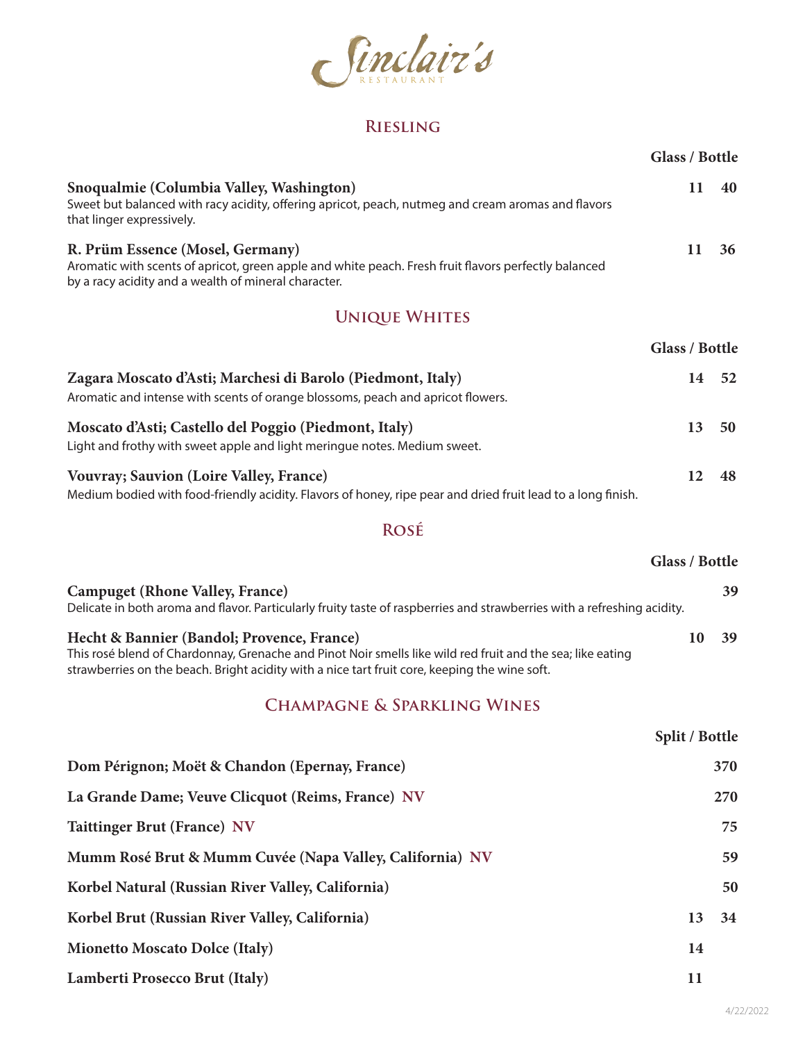# Sinclair's
RESTAURANT

## Riesling

**Glass / Bottle**

**Snoqualmie (Columbia Valley, Washington)** — 11 / 40
Sweet but balanced with racy acidity, offering apricot, peach, nutmeg and cream aromas and flavors that linger expressively.

**R. Prüm Essence (Mosel, Germany)** — 11 / 36
Aromatic with scents of apricot, green apple and white peach. Fresh fruit flavors perfectly balanced by a racy acidity and a wealth of mineral character.

## Unique Whites

**Glass / Bottle**

**Zagara Moscato d'Asti; Marchesi di Barolo (Piedmont, Italy)** — 14 / 52
Aromatic and intense with scents of orange blossoms, peach and apricot flowers.

**Moscato d'Asti; Castello del Poggio (Piedmont, Italy)** — 13 / 50
Light and frothy with sweet apple and light meringue notes. Medium sweet.

**Vouvray; Sauvion (Loire Valley, France)** — 12 / 48
Medium bodied with food-friendly acidity. Flavors of honey, ripe pear and dried fruit lead to a long finish.

## Rosé

**Glass / Bottle**

**Campuget (Rhone Valley, France)** — 39
Delicate in both aroma and flavor. Particularly fruity taste of raspberries and strawberries with a refreshing acidity.

**Hecht & Bannier (Bandol; Provence, France)** — 10 / 39
This rosé blend of Chardonnay, Grenache and Pinot Noir smells like wild red fruit and the sea; like eating strawberries on the beach. Bright acidity with a nice tart fruit core, keeping the wine soft.

## Champagne & Sparkling Wines

| | Split | Bottle |
|---|---|---|
| **Dom Pérignon; Moët & Chandon (Epernay, France)** | | 370 |
| **La Grande Dame; Veuve Clicquot (Reims, France) NV** | | 270 |
| **Taittinger Brut (France) NV** | | 75 |
| **Mumm Rosé Brut & Mumm Cuvée (Napa Valley, California) NV** | | 59 |
| **Korbel Natural (Russian River Valley, California)** | | 50 |
| **Korbel Brut (Russian River Valley, California)** | 13 | 34 |
| **Mionetto Moscato Dolce (Italy)** | 14 | |
| **Lamberti Prosecco Brut (Italy)** | 11 | |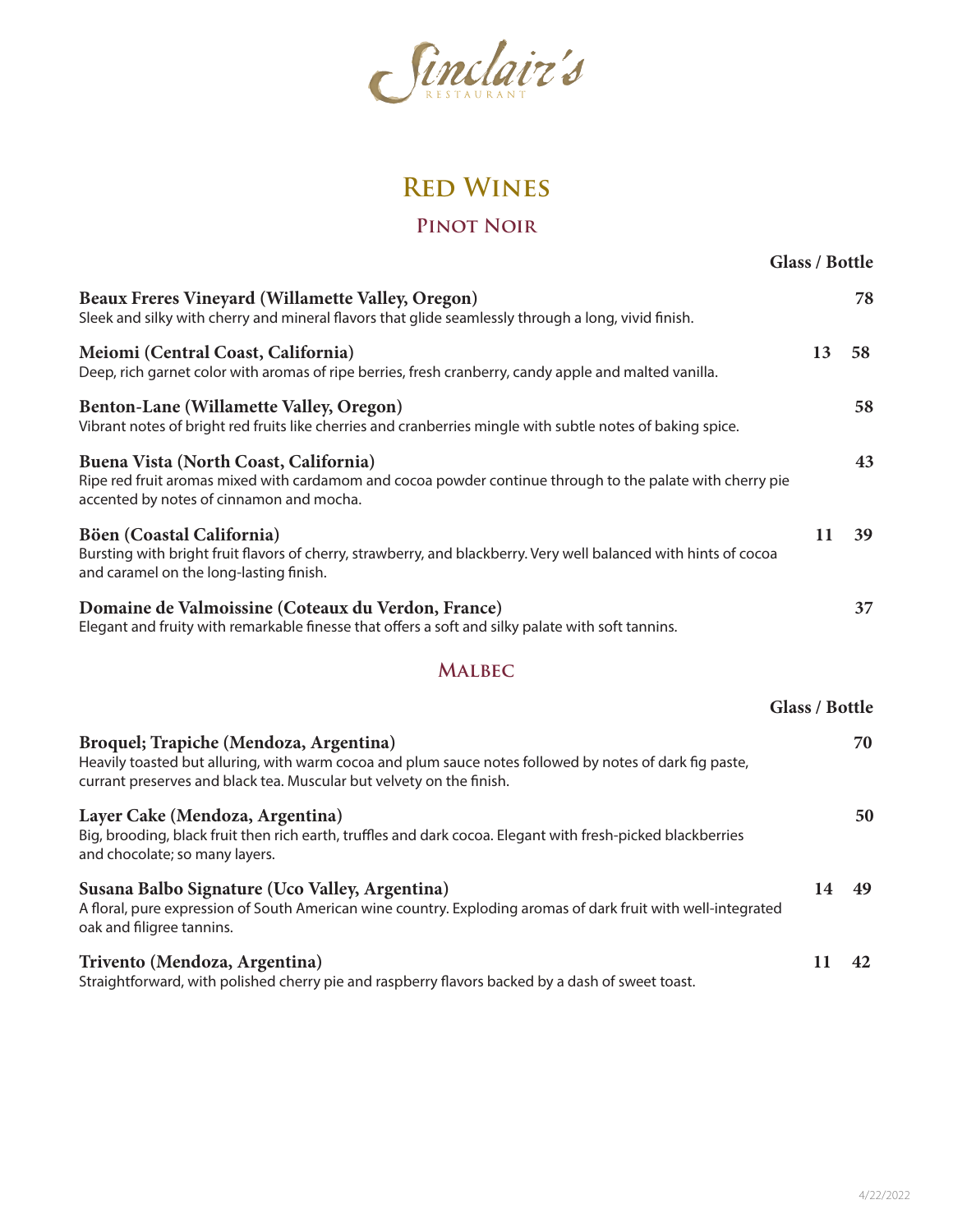Sinclair's RESTAURANT

# RED WINES

## PINOT NOIR

| | Glass | Bottle |
|---|---|---|
| **Beaux Freres Vineyard (Willamette Valley, Oregon)**<br>Sleek and silky with cherry and mineral flavors that glide seamlessly through a long, vivid finish. | | **78** |
| **Meiomi (Central Coast, California)**<br>Deep, rich garnet color with aromas of ripe berries, fresh cranberry, candy apple and malted vanilla. | **13** | **58** |
| **Benton-Lane (Willamette Valley, Oregon)**<br>Vibrant notes of bright red fruits like cherries and cranberries mingle with subtle notes of baking spice. | | **58** |
| **Buena Vista (North Coast, California)**<br>Ripe red fruit aromas mixed with cardamom and cocoa powder continue through to the palate with cherry pie accented by notes of cinnamon and mocha. | | **43** |
| **Böen (Coastal California)**<br>Bursting with bright fruit flavors of cherry, strawberry, and blackberry. Very well balanced with hints of cocoa and caramel on the long-lasting finish. | **11** | **39** |
| **Domaine de Valmoissine (Coteaux du Verdon, France)**<br>Elegant and fruity with remarkable finesse that offers a soft and silky palate with soft tannins. | | **37** |

## MALBEC

| | Glass | Bottle |
|---|---|---|
| **Broquel; Trapiche (Mendoza, Argentina)**<br>Heavily toasted but alluring, with warm cocoa and plum sauce notes followed by notes of dark fig paste, currant preserves and black tea. Muscular but velvety on the finish. | | **70** |
| **Layer Cake (Mendoza, Argentina)**<br>Big, brooding, black fruit then rich earth, truffles and dark cocoa. Elegant with fresh-picked blackberries and chocolate; so many layers. | | **50** |
| **Susana Balbo Signature (Uco Valley, Argentina)**<br>A floral, pure expression of South American wine country. Exploding aromas of dark fruit with well-integrated oak and filigree tannins. | **14** | **49** |
| **Trivento (Mendoza, Argentina)**<br>Straightforward, with polished cherry pie and raspberry flavors backed by a dash of sweet toast. | **11** | **42** |

4/22/2022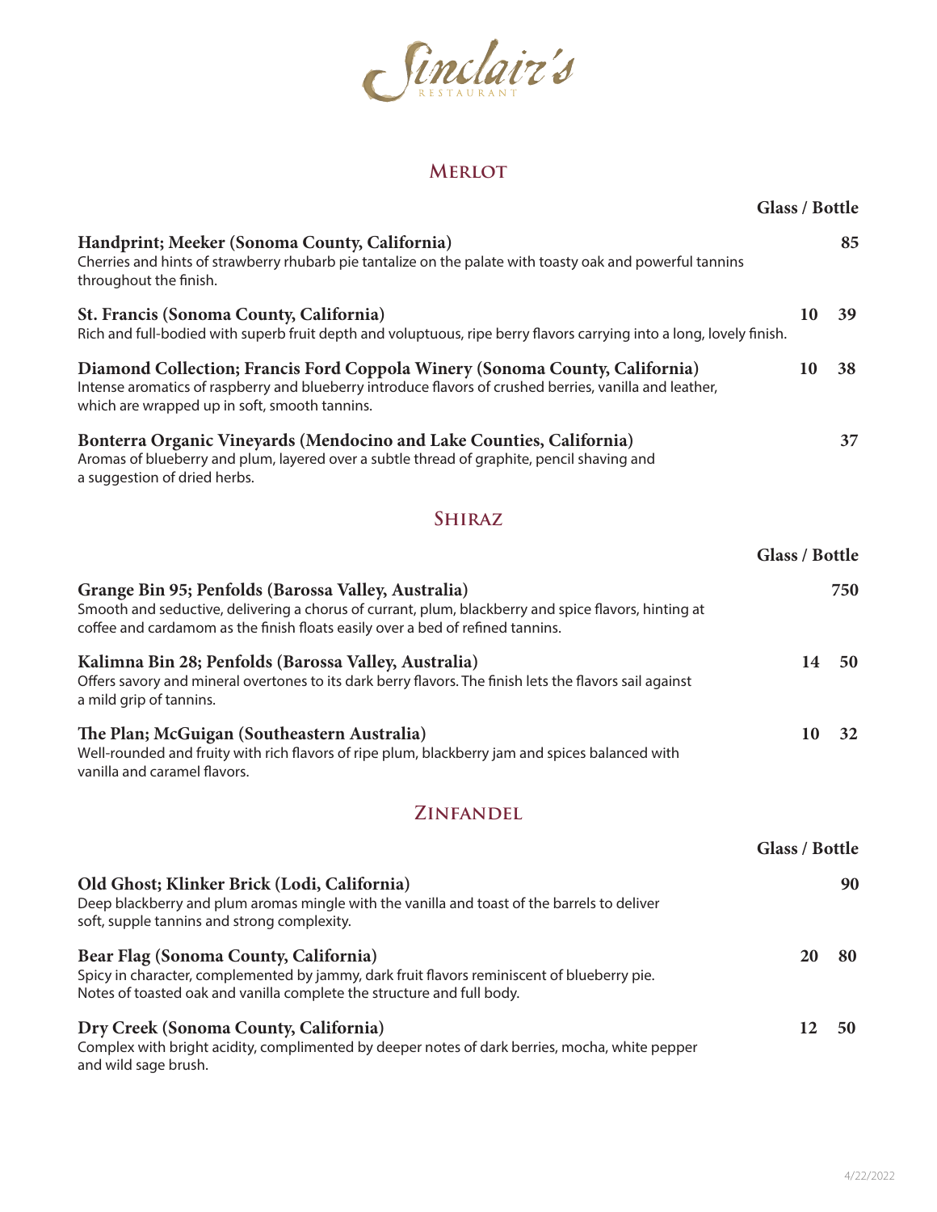# Sinclair's
RESTAURANT

## MERLOT

**Glass / Bottle**

**Handprint; Meeker (Sonoma County, California)** — **85**
Cherries and hints of strawberry rhubarb pie tantalize on the palate with toasty oak and powerful tannins throughout the finish.

**St. Francis (Sonoma County, California)** — **10 / 39**
Rich and full-bodied with superb fruit depth and voluptuous, ripe berry flavors carrying into a long, lovely finish.

**Diamond Collection; Francis Ford Coppola Winery (Sonoma County, California)** — **10 / 38**
Intense aromatics of raspberry and blueberry introduce flavors of crushed berries, vanilla and leather, which are wrapped up in soft, smooth tannins.

**Bonterra Organic Vineyards (Mendocino and Lake Counties, California)** — **37**
Aromas of blueberry and plum, layered over a subtle thread of graphite, pencil shaving and a suggestion of dried herbs.

## SHIRAZ

**Glass / Bottle**

**Grange Bin 95; Penfolds (Barossa Valley, Australia)** — **750**
Smooth and seductive, delivering a chorus of currant, plum, blackberry and spice flavors, hinting at coffee and cardamom as the finish floats easily over a bed of refined tannins.

**Kalimna Bin 28; Penfolds (Barossa Valley, Australia)** — **14 / 50**
Offers savory and mineral overtones to its dark berry flavors. The finish lets the flavors sail against a mild grip of tannins.

**The Plan; McGuigan (Southeastern Australia)** — **10 / 32**
Well-rounded and fruity with rich flavors of ripe plum, blackberry jam and spices balanced with vanilla and caramel flavors.

## ZINFANDEL

**Glass / Bottle**

**Old Ghost; Klinker Brick (Lodi, California)** — **90**
Deep blackberry and plum aromas mingle with the vanilla and toast of the barrels to deliver soft, supple tannins and strong complexity.

**Bear Flag (Sonoma County, California)** — **20 / 80**
Spicy in character, complemented by jammy, dark fruit flavors reminiscent of blueberry pie. Notes of toasted oak and vanilla complete the structure and full body.

**Dry Creek (Sonoma County, California)** — **12 / 50**
Complex with bright acidity, complimented by deeper notes of dark berries, mocha, white pepper and wild sage brush.

4/22/2022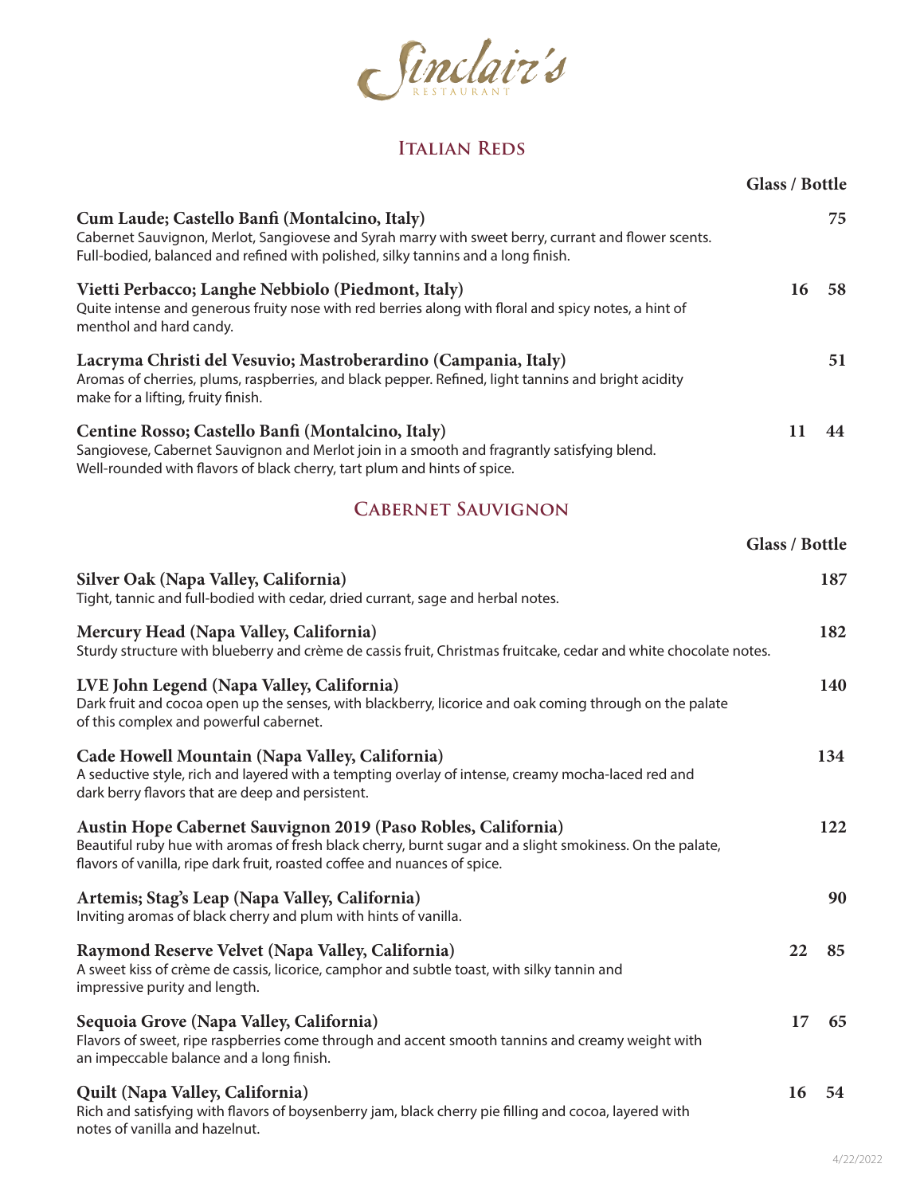# Sinclair's

RESTAURANT

## Italian Reds

| | Glass | Bottle |
|---|---|---|
| **Cum Laude; Castello Banfi (Montalcino, Italy)**<br>Cabernet Sauvignon, Merlot, Sangiovese and Syrah marry with sweet berry, currant and flower scents. Full-bodied, balanced and refined with polished, silky tannins and a long finish. | | 75 |
| **Vietti Perbacco; Langhe Nebbiolo (Piedmont, Italy)**<br>Quite intense and generous fruity nose with red berries along with floral and spicy notes, a hint of menthol and hard candy. | 16 | 58 |
| **Lacryma Christi del Vesuvio; Mastroberardino (Campania, Italy)**<br>Aromas of cherries, plums, raspberries, and black pepper. Refined, light tannins and bright acidity make for a lifting, fruity finish. | | 51 |
| **Centine Rosso; Castello Banfi (Montalcino, Italy)**<br>Sangiovese, Cabernet Sauvignon and Merlot join in a smooth and fragrantly satisfying blend. Well-rounded with flavors of black cherry, tart plum and hints of spice. | 11 | 44 |

## Cabernet Sauvignon

| | Glass | Bottle |
|---|---|---|
| **Silver Oak (Napa Valley, California)**<br>Tight, tannic and full-bodied with cedar, dried currant, sage and herbal notes. | | 187 |
| **Mercury Head (Napa Valley, California)**<br>Sturdy structure with blueberry and crème de cassis fruit, Christmas fruitcake, cedar and white chocolate notes. | | 182 |
| **LVE John Legend (Napa Valley, California)**<br>Dark fruit and cocoa open up the senses, with blackberry, licorice and oak coming through on the palate of this complex and powerful cabernet. | | 140 |
| **Cade Howell Mountain (Napa Valley, California)**<br>A seductive style, rich and layered with a tempting overlay of intense, creamy mocha-laced red and dark berry flavors that are deep and persistent. | | 134 |
| **Austin Hope Cabernet Sauvignon 2019 (Paso Robles, California)**<br>Beautiful ruby hue with aromas of fresh black cherry, burnt sugar and a slight smokiness. On the palate, flavors of vanilla, ripe dark fruit, roasted coffee and nuances of spice. | | 122 |
| **Artemis; Stag's Leap (Napa Valley, California)**<br>Inviting aromas of black cherry and plum with hints of vanilla. | | 90 |
| **Raymond Reserve Velvet (Napa Valley, California)**<br>A sweet kiss of crème de cassis, licorice, camphor and subtle toast, with silky tannin and impressive purity and length. | 22 | 85 |
| **Sequoia Grove (Napa Valley, California)**<br>Flavors of sweet, ripe raspberries come through and accent smooth tannins and creamy weight with an impeccable balance and a long finish. | 17 | 65 |
| **Quilt (Napa Valley, California)**<br>Rich and satisfying with flavors of boysenberry jam, black cherry pie filling and cocoa, layered with notes of vanilla and hazelnut. | 16 | 54 |

4/22/2022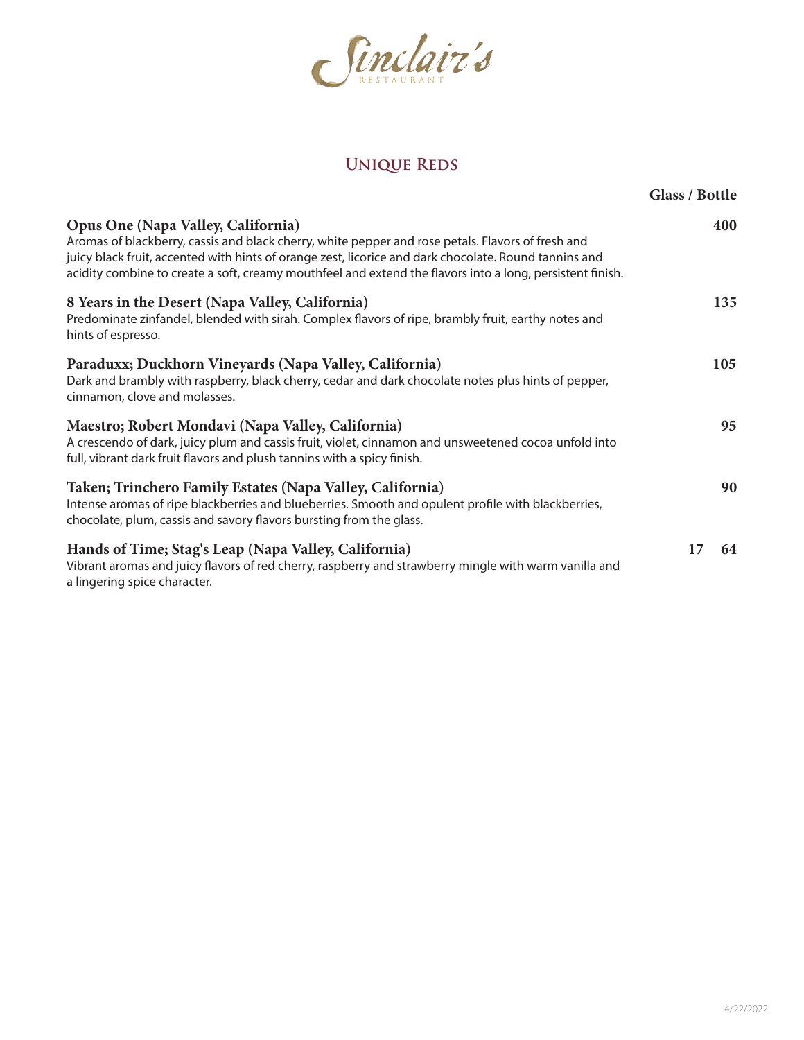Sinclair's
RESTAURANT

## Unique Reds

**Glass / Bottle**

**Opus One (Napa Valley, California)** — **400**
Aromas of blackberry, cassis and black cherry, white pepper and rose petals. Flavors of fresh and juicy black fruit, accented with hints of orange zest, licorice and dark chocolate. Round tannins and acidity combine to create a soft, creamy mouthfeel and extend the flavors into a long, persistent finish.

**8 Years in the Desert (Napa Valley, California)** — **135**
Predominate zinfandel, blended with sirah. Complex flavors of ripe, brambly fruit, earthy notes and hints of espresso.

**Paraduxx; Duckhorn Vineyards (Napa Valley, California)** — **105**
Dark and brambly with raspberry, black cherry, cedar and dark chocolate notes plus hints of pepper, cinnamon, clove and molasses.

**Maestro; Robert Mondavi (Napa Valley, California)** — **95**
A crescendo of dark, juicy plum and cassis fruit, violet, cinnamon and unsweetened cocoa unfold into full, vibrant dark fruit flavors and plush tannins with a spicy finish.

**Taken; Trinchero Family Estates (Napa Valley, California)** — **90**
Intense aromas of ripe blackberries and blueberries. Smooth and opulent profile with blackberries, chocolate, plum, cassis and savory flavors bursting from the glass.

**Hands of Time; Stag's Leap (Napa Valley, California)** — **17** / **64**
Vibrant aromas and juicy flavors of red cherry, raspberry and strawberry mingle with warm vanilla and a lingering spice character.

4/22/2022